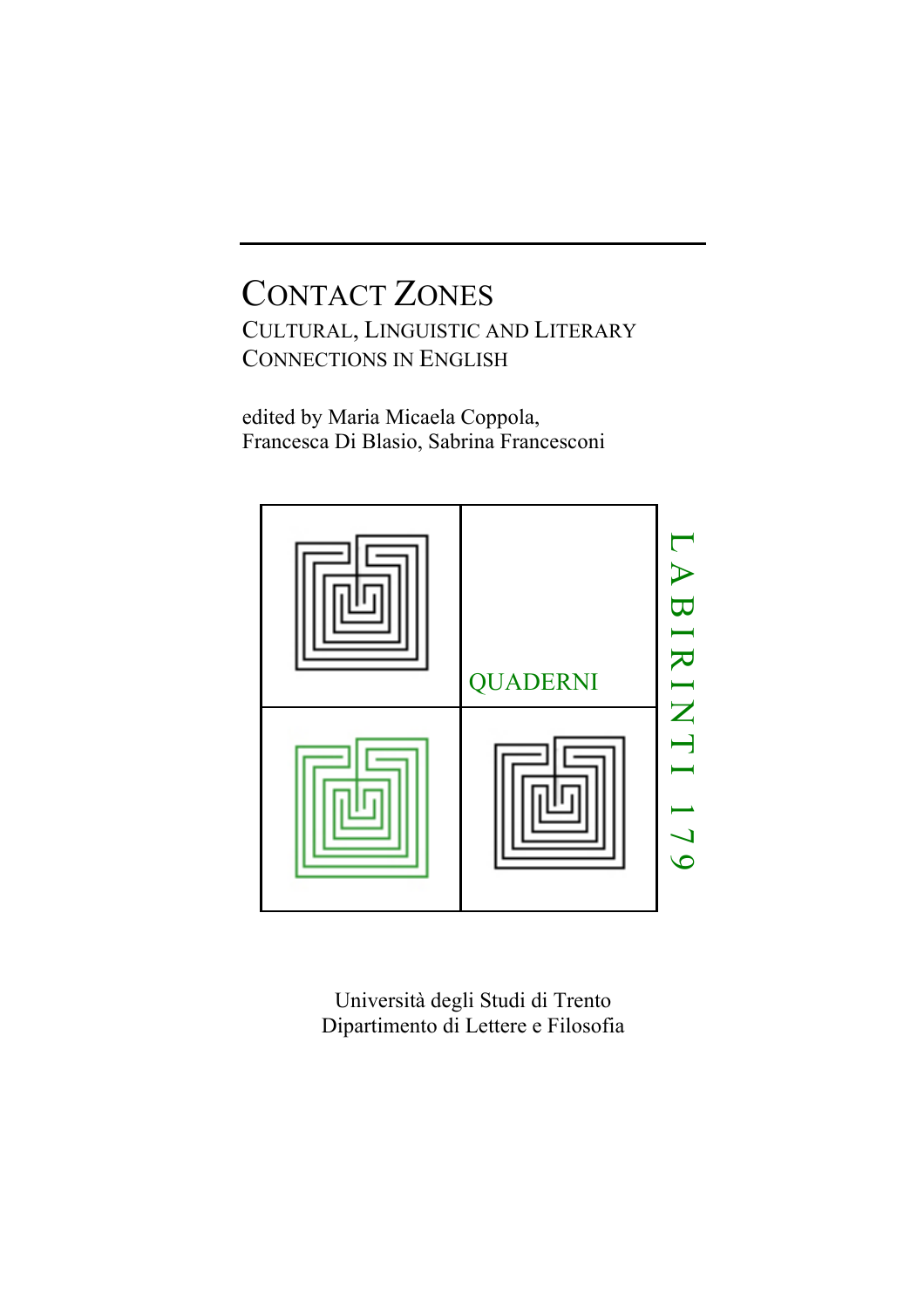# Contact Zones

## Cultural, Linguistic and Literary Connections in English

edited by Maria Micaela Coppola,
Francesca Di Blasio, Sabrina Francesconi

QUADERNI

LABIRINTI 179

Università degli Studi di Trento
Dipartimento di Lettere e Filosofia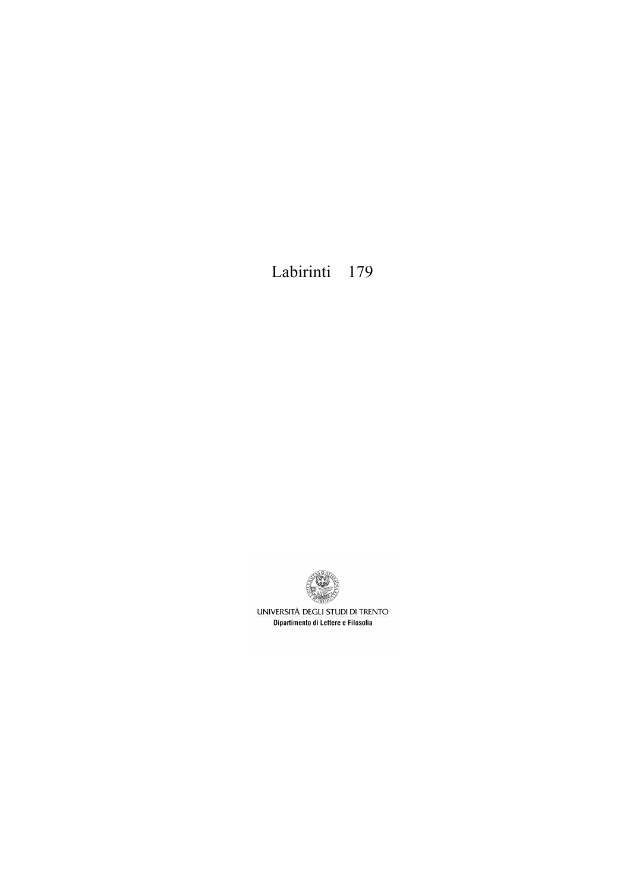Labirinti 179

UNIVERSITÀ DEGLI STUDI DI TRENTO

Dipartimento di Lettere e Filosofia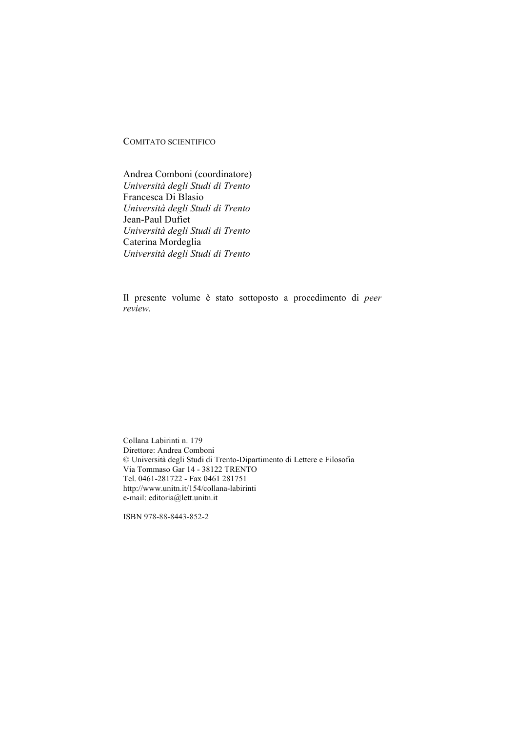COMITATO SCIENTIFICO

Andrea Comboni (coordinatore)
*Università degli Studi di Trento*
Francesca Di Blasio
*Università degli Studi di Trento*
Jean-Paul Dufiet
*Università degli Studi di Trento*
Caterina Mordeglia
*Università degli Studi di Trento*

Il presente volume è stato sottoposto a procedimento di *peer review.*

Collana Labirinti n. 179
Direttore: Andrea Comboni
© Università degli Studi di Trento-Dipartimento di Lettere e Filosofia
Via Tommaso Gar 14 - 38122 TRENTO
Tel. 0461-281722 - Fax 0461 281751
http://www.unitn.it/154/collana-labirinti
e-mail: editoria@lett.unitn.it

ISBN 978-88-8443-852-2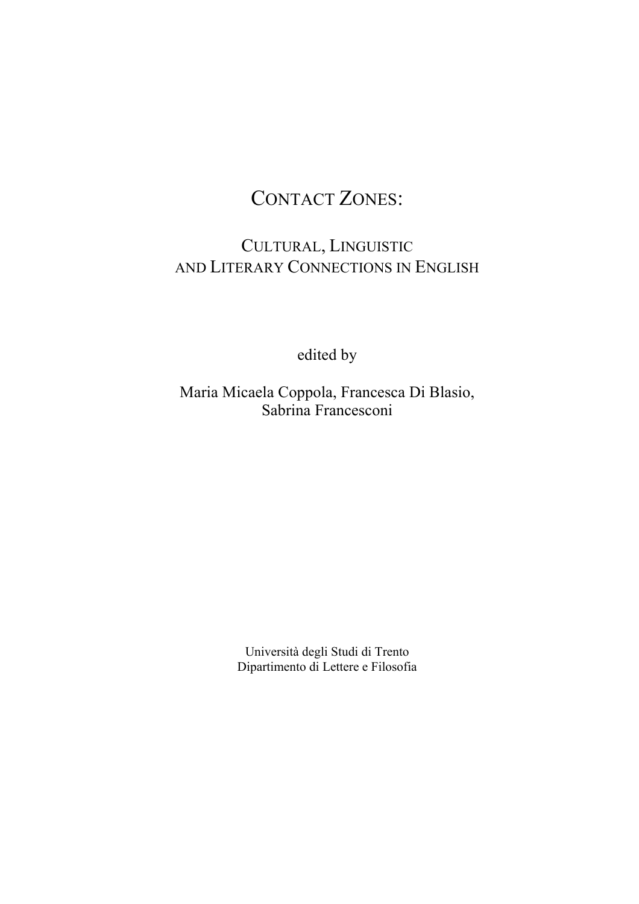# CONTACT ZONES:

## CULTURAL, LINGUISTIC AND LITERARY CONNECTIONS IN ENGLISH

edited by

Maria Micaela Coppola, Francesca Di Blasio, Sabrina Francesconi

Università degli Studi di Trento
Dipartimento di Lettere e Filosofia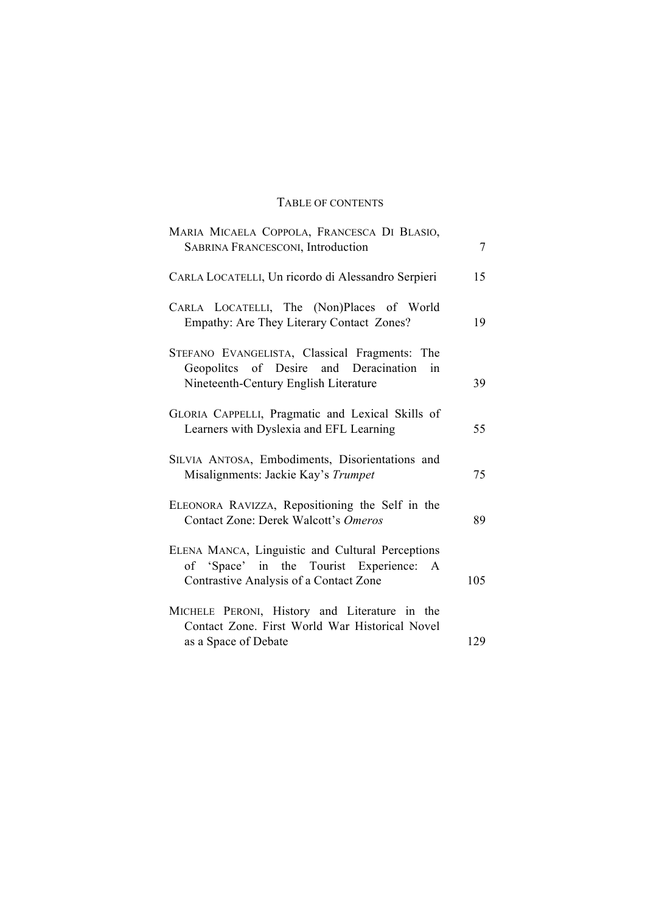# Table of contents

Maria Micaela Coppola, Francesca Di Blasio, Sabrina Francesconi, Introduction 7

Carla Locatelli, Un ricordo di Alessandro Serpieri 15

Carla Locatelli, The (Non)Places of World Empathy: Are They Literary Contact Zones? 19

Stefano Evangelista, Classical Fragments: The Geopolitcs of Desire and Deracination in Nineteenth-Century English Literature 39

Gloria Cappelli, Pragmatic and Lexical Skills of Learners with Dyslexia and EFL Learning 55

Silvia Antosa, Embodiments, Disorientations and Misalignments: Jackie Kay's *Trumpet* 75

Eleonora Ravizza, Repositioning the Self in the Contact Zone: Derek Walcott's *Omeros* 89

Elena Manca, Linguistic and Cultural Perceptions of 'Space' in the Tourist Experience: A Contrastive Analysis of a Contact Zone 105

Michele Peroni, History and Literature in the Contact Zone. First World War Historical Novel as a Space of Debate 129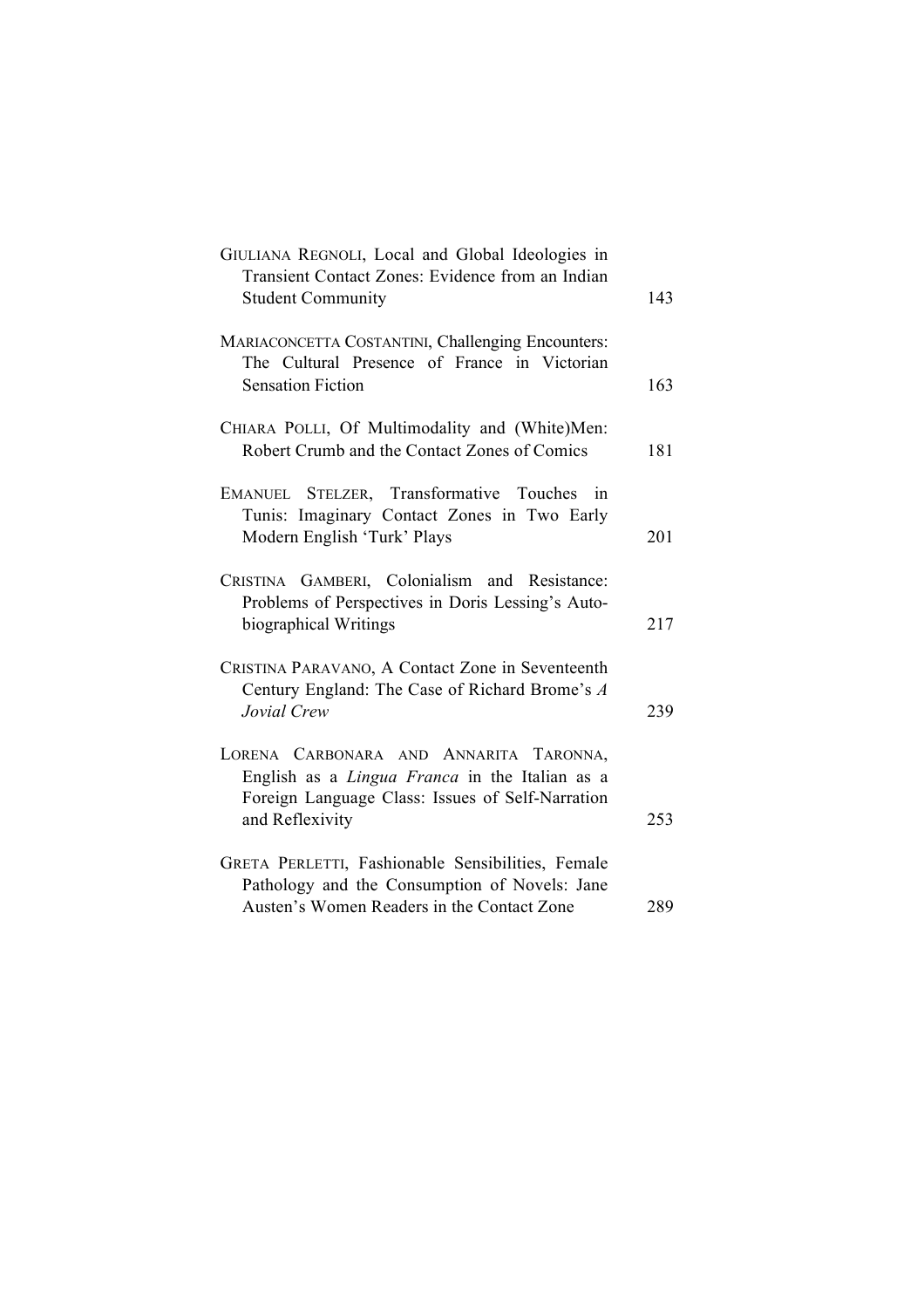GIULIANA REGNOLI, Local and Global Ideologies in Transient Contact Zones: Evidence from an Indian Student Community 143

MARIACONCETTA COSTANTINI, Challenging Encounters: The Cultural Presence of France in Victorian Sensation Fiction 163

CHIARA POLLI, Of Multimodality and (White)Men: Robert Crumb and the Contact Zones of Comics 181

EMANUEL STELZER, Transformative Touches in Tunis: Imaginary Contact Zones in Two Early Modern English 'Turk' Plays 201

CRISTINA GAMBERI, Colonialism and Resistance: Problems of Perspectives in Doris Lessing's Auto-biographical Writings 217

CRISTINA PARAVANO, A Contact Zone in Seventeenth Century England: The Case of Richard Brome's *A Jovial Crew* 239

LORENA CARBONARA AND ANNARITA TARONNA, English as a *Lingua Franca* in the Italian as a Foreign Language Class: Issues of Self-Narration and Reflexivity 253

GRETA PERLETTI, Fashionable Sensibilities, Female Pathology and the Consumption of Novels: Jane Austen's Women Readers in the Contact Zone 289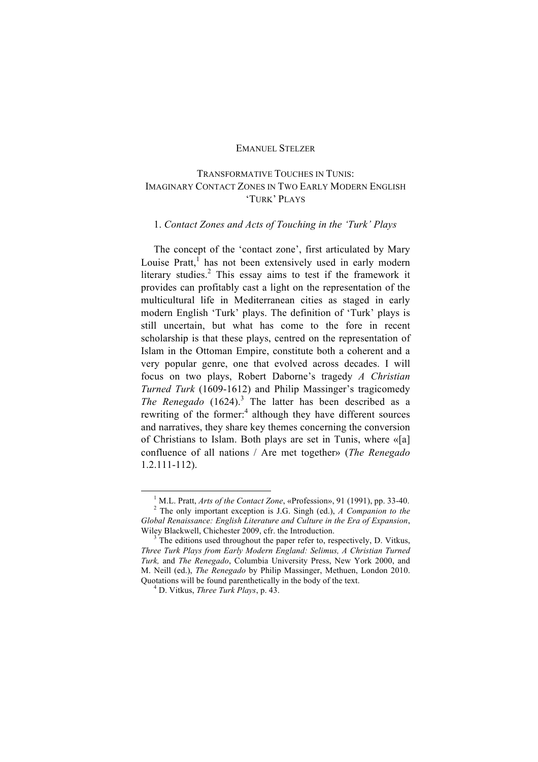EMANUEL STELZER

# TRANSFORMATIVE TOUCHES IN TUNIS: IMAGINARY CONTACT ZONES IN TWO EARLY MODERN ENGLISH 'TURK' PLAYS

## 1. *Contact Zones and Acts of Touching in the 'Turk' Plays*

The concept of the 'contact zone', first articulated by Mary Louise Pratt,[1] has not been extensively used in early modern literary studies.[2] This essay aims to test if the framework it provides can profitably cast a light on the representation of the multicultural life in Mediterranean cities as staged in early modern English 'Turk' plays. The definition of 'Turk' plays is still uncertain, but what has come to the fore in recent scholarship is that these plays, centred on the representation of Islam in the Ottoman Empire, constitute both a coherent and a very popular genre, one that evolved across decades. I will focus on two plays, Robert Daborne's tragedy *A Christian Turned Turk* (1609-1612) and Philip Massinger's tragicomedy *The Renegado* (1624).[3] The latter has been described as a rewriting of the former:[4] although they have different sources and narratives, they share key themes concerning the conversion of Christians to Islam. Both plays are set in Tunis, where «[a] confluence of all nations / Are met together» (*The Renegado* 1.2.111-112).

---

[1] M.L. Pratt, *Arts of the Contact Zone*, «Profession», 91 (1991), pp. 33-40.

[2] The only important exception is J.G. Singh (ed.), *A Companion to the Global Renaissance: English Literature and Culture in the Era of Expansion*, Wiley Blackwell, Chichester 2009, cfr. the Introduction.

[3] The editions used throughout the paper refer to, respectively, D. Vitkus, *Three Turk Plays from Early Modern England: Selimus, A Christian Turned Turk,* and *The Renegado*, Columbia University Press, New York 2000, and M. Neill (ed.), *The Renegado* by Philip Massinger, Methuen, London 2010. Quotations will be found parenthetically in the body of the text.

[4] D. Vitkus, *Three Turk Plays*, p. 43.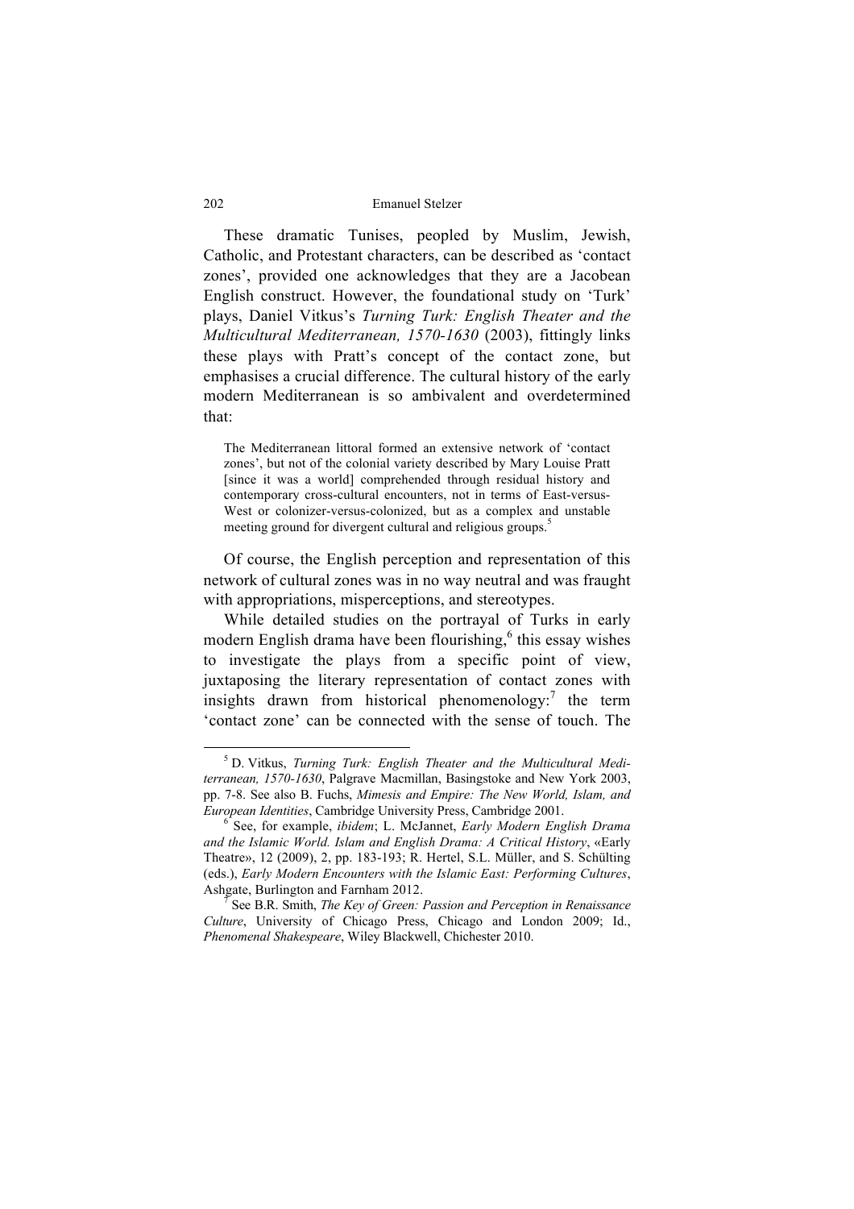These dramatic Tunises, peopled by Muslim, Jewish, Catholic, and Protestant characters, can be described as 'contact zones', provided one acknowledges that they are a Jacobean English construct. However, the foundational study on 'Turk' plays, Daniel Vitkus's *Turning Turk: English Theater and the Multicultural Mediterranean, 1570-1630* (2003), fittingly links these plays with Pratt's concept of the contact zone, but emphasises a crucial difference. The cultural history of the early modern Mediterranean is so ambivalent and overdetermined that:

> The Mediterranean littoral formed an extensive network of 'contact zones', but not of the colonial variety described by Mary Louise Pratt [since it was a world] comprehended through residual history and contemporary cross-cultural encounters, not in terms of East-versus-West or colonizer-versus-colonized, but as a complex and unstable meeting ground for divergent cultural and religious groups.[5]

Of course, the English perception and representation of this network of cultural zones was in no way neutral and was fraught with appropriations, misperceptions, and stereotypes.

While detailed studies on the portrayal of Turks in early modern English drama have been flourishing,[6] this essay wishes to investigate the plays from a specific point of view, juxtaposing the literary representation of contact zones with insights drawn from historical phenomenology:[7] the term 'contact zone' can be connected with the sense of touch. The

---

[5] D. Vitkus, *Turning Turk: English Theater and the Multicultural Mediterranean, 1570-1630*, Palgrave Macmillan, Basingstoke and New York 2003, pp. 7-8. See also B. Fuchs, *Mimesis and Empire: The New World, Islam, and European Identities*, Cambridge University Press, Cambridge 2001.

[6] See, for example, *ibidem*; L. McJannet, *Early Modern English Drama and the Islamic World. Islam and English Drama: A Critical History*, «Early Theatre», 12 (2009), 2, pp. 183-193; R. Hertel, S.L. Müller, and S. Schülting (eds.), *Early Modern Encounters with the Islamic East: Performing Cultures*, Ashgate, Burlington and Farnham 2012.

[7] See B.R. Smith, *The Key of Green: Passion and Perception in Renaissance Culture*, University of Chicago Press, Chicago and London 2009; Id., *Phenomenal Shakespeare*, Wiley Blackwell, Chichester 2010.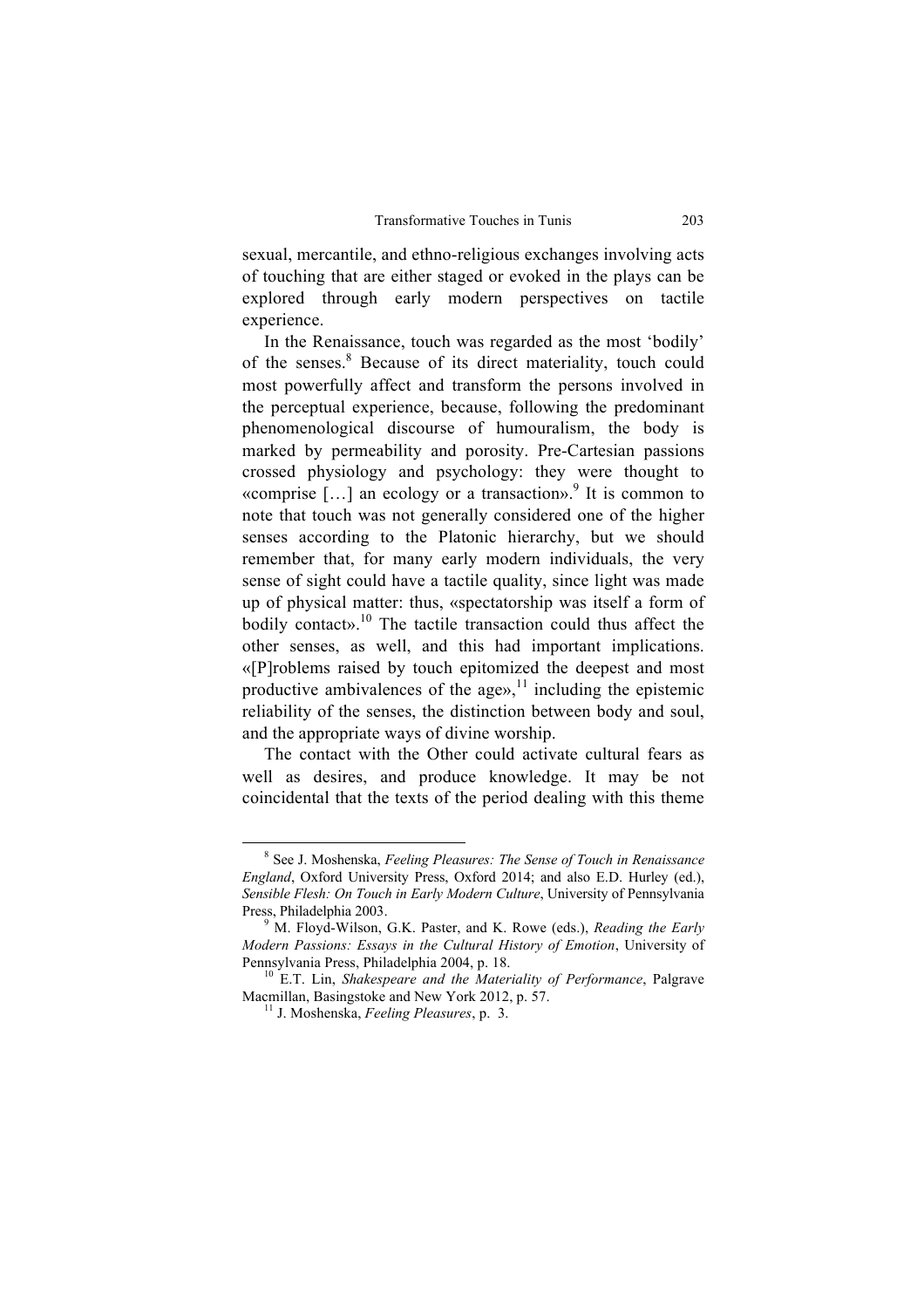sexual, mercantile, and ethno-religious exchanges involving acts of touching that are either staged or evoked in the plays can be explored through early modern perspectives on tactile experience.

In the Renaissance, touch was regarded as the most 'bodily' of the senses.[8] Because of its direct materiality, touch could most powerfully affect and transform the persons involved in the perceptual experience, because, following the predominant phenomenological discourse of humouralism, the body is marked by permeability and porosity. Pre-Cartesian passions crossed physiology and psychology: they were thought to «comprise […] an ecology or a transaction».[9] It is common to note that touch was not generally considered one of the higher senses according to the Platonic hierarchy, but we should remember that, for many early modern individuals, the very sense of sight could have a tactile quality, since light was made up of physical matter: thus, «spectatorship was itself a form of bodily contact».[10] The tactile transaction could thus affect the other senses, as well, and this had important implications. «[P]roblems raised by touch epitomized the deepest and most productive ambivalences of the age»,[11] including the epistemic reliability of the senses, the distinction between body and soul, and the appropriate ways of divine worship.

The contact with the Other could activate cultural fears as well as desires, and produce knowledge. It may be not coincidental that the texts of the period dealing with this theme

---

[8] See J. Moshenska, *Feeling Pleasures: The Sense of Touch in Renaissance England*, Oxford University Press, Oxford 2014; and also E.D. Hurley (ed.), *Sensible Flesh: On Touch in Early Modern Culture*, University of Pennsylvania Press, Philadelphia 2003.

[9] M. Floyd-Wilson, G.K. Paster, and K. Rowe (eds.), *Reading the Early Modern Passions: Essays in the Cultural History of Emotion*, University of Pennsylvania Press, Philadelphia 2004, p. 18.

[10] E.T. Lin, *Shakespeare and the Materiality of Performance*, Palgrave Macmillan, Basingstoke and New York 2012, p. 57.

[11] J. Moshenska, *Feeling Pleasures*, p. 3.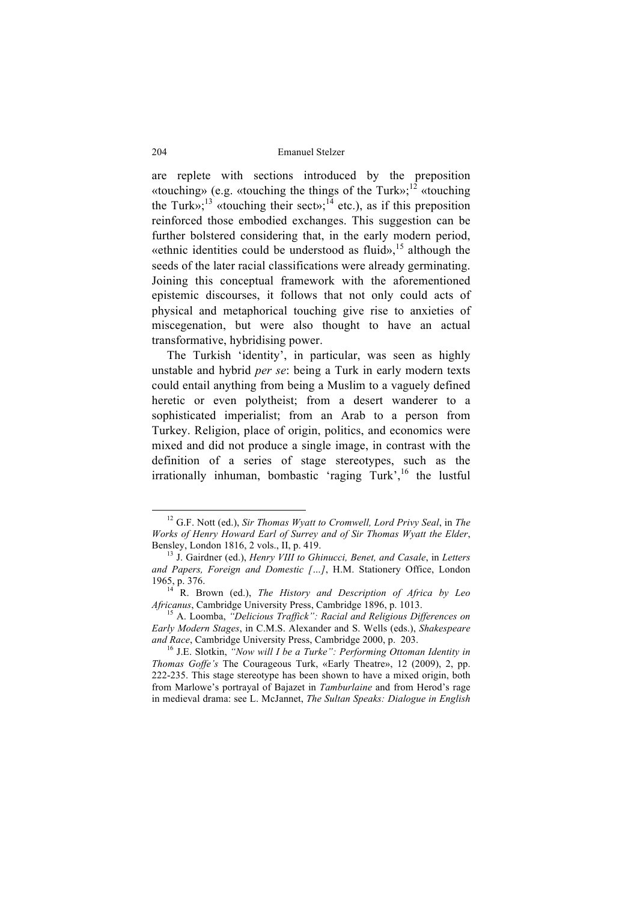are replete with sections introduced by the preposition «touching» (e.g. «touching the things of the Turk»;[12] «touching the Turk»;[13] «touching their sect»;[14] etc.), as if this preposition reinforced those embodied exchanges. This suggestion can be further bolstered considering that, in the early modern period, «ethnic identities could be understood as fluid»,[15] although the seeds of the later racial classifications were already germinating. Joining this conceptual framework with the aforementioned epistemic discourses, it follows that not only could acts of physical and metaphorical touching give rise to anxieties of miscegenation, but were also thought to have an actual transformative, hybridising power.

The Turkish 'identity', in particular, was seen as highly unstable and hybrid *per se*: being a Turk in early modern texts could entail anything from being a Muslim to a vaguely defined heretic or even polytheist; from a desert wanderer to a sophisticated imperialist; from an Arab to a person from Turkey. Religion, place of origin, politics, and economics were mixed and did not produce a single image, in contrast with the definition of a series of stage stereotypes, such as the irrationally inhuman, bombastic 'raging Turk',[16] the lustful

---

[12] G.F. Nott (ed.), *Sir Thomas Wyatt to Cromwell, Lord Privy Seal*, in *The Works of Henry Howard Earl of Surrey and of Sir Thomas Wyatt the Elder*, Bensley, London 1816, 2 vols., II, p. 419.

[13] J. Gairdner (ed.), *Henry VIII to Ghinucci, Benet, and Casale*, in *Letters and Papers, Foreign and Domestic […]*, H.M. Stationery Office, London 1965, p. 376.

[14] R. Brown (ed.), *The History and Description of Africa by Leo Africanus*, Cambridge University Press, Cambridge 1896, p. 1013.

[15] A. Loomba, *"Delicious Traffick": Racial and Religious Differences on Early Modern Stages*, in C.M.S. Alexander and S. Wells (eds.), *Shakespeare and Race*, Cambridge University Press, Cambridge 2000, p. 203.

[16] J.E. Slotkin, *"Now will I be a Turke": Performing Ottoman Identity in Thomas Goffe's* The Courageous Turk, «Early Theatre», 12 (2009), 2, pp. 222-235. This stage stereotype has been shown to have a mixed origin, both from Marlowe's portrayal of Bajazet in *Tamburlaine* and from Herod's rage in medieval drama: see L. McJannet, *The Sultan Speaks: Dialogue in English*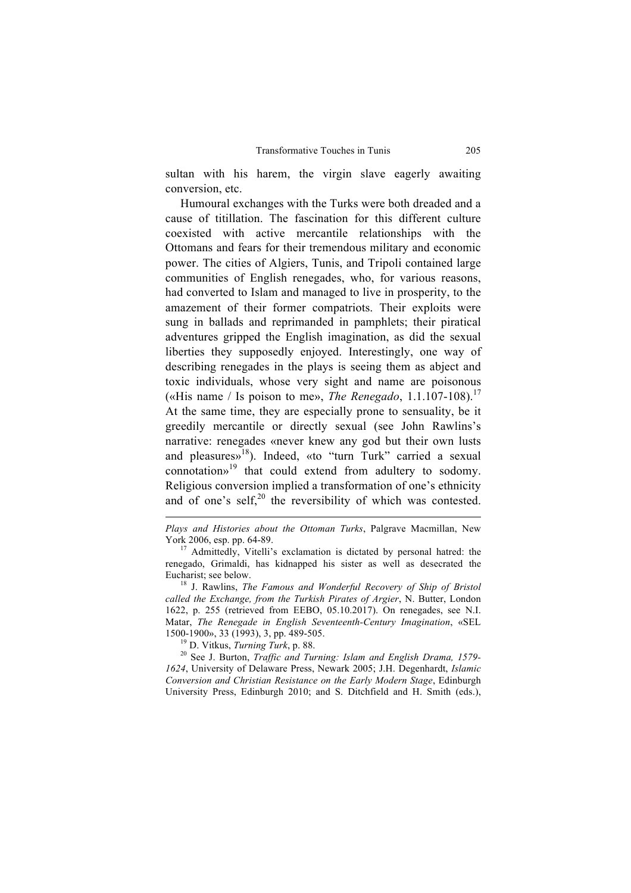sultan with his harem, the virgin slave eagerly awaiting conversion, etc.

Humoural exchanges with the Turks were both dreaded and a cause of titillation. The fascination for this different culture coexisted with active mercantile relationships with the Ottomans and fears for their tremendous military and economic power. The cities of Algiers, Tunis, and Tripoli contained large communities of English renegades, who, for various reasons, had converted to Islam and managed to live in prosperity, to the amazement of their former compatriots. Their exploits were sung in ballads and reprimanded in pamphlets; their piratical adventures gripped the English imagination, as did the sexual liberties they supposedly enjoyed. Interestingly, one way of describing renegades in the plays is seeing them as abject and toxic individuals, whose very sight and name are poisonous («His name / Is poison to me», *The Renegado*, 1.1.107-108).[17] At the same time, they are especially prone to sensuality, be it greedily mercantile or directly sexual (see John Rawlins's narrative: renegades «never knew any god but their own lusts and pleasures»[18]). Indeed, «to "turn Turk" carried a sexual connotation»[19] that could extend from adultery to sodomy. Religious conversion implied a transformation of one's ethnicity and of one's self,[20] the reversibility of which was contested.

---

*Plays and Histories about the Ottoman Turks*, Palgrave Macmillan, New York 2006, esp. pp. 64-89.

[17] Admittedly, Vitelli's exclamation is dictated by personal hatred: the renegado, Grimaldi, has kidnapped his sister as well as desecrated the Eucharist; see below.

[18] J. Rawlins, *The Famous and Wonderful Recovery of Ship of Bristol called the Exchange, from the Turkish Pirates of Argier*, N. Butter, London 1622, p. 255 (retrieved from EEBO, 05.10.2017). On renegades, see N.I. Matar, *The Renegade in English Seventeenth-Century Imagination*, «SEL 1500-1900», 33 (1993), 3, pp. 489-505.

[19] D. Vitkus, *Turning Turk*, p. 88.

[20] See J. Burton, *Traffic and Turning: Islam and English Drama, 1579-1624*, University of Delaware Press, Newark 2005; J.H. Degenhardt, *Islamic Conversion and Christian Resistance on the Early Modern Stage*, Edinburgh University Press, Edinburgh 2010; and S. Ditchfield and H. Smith (eds.),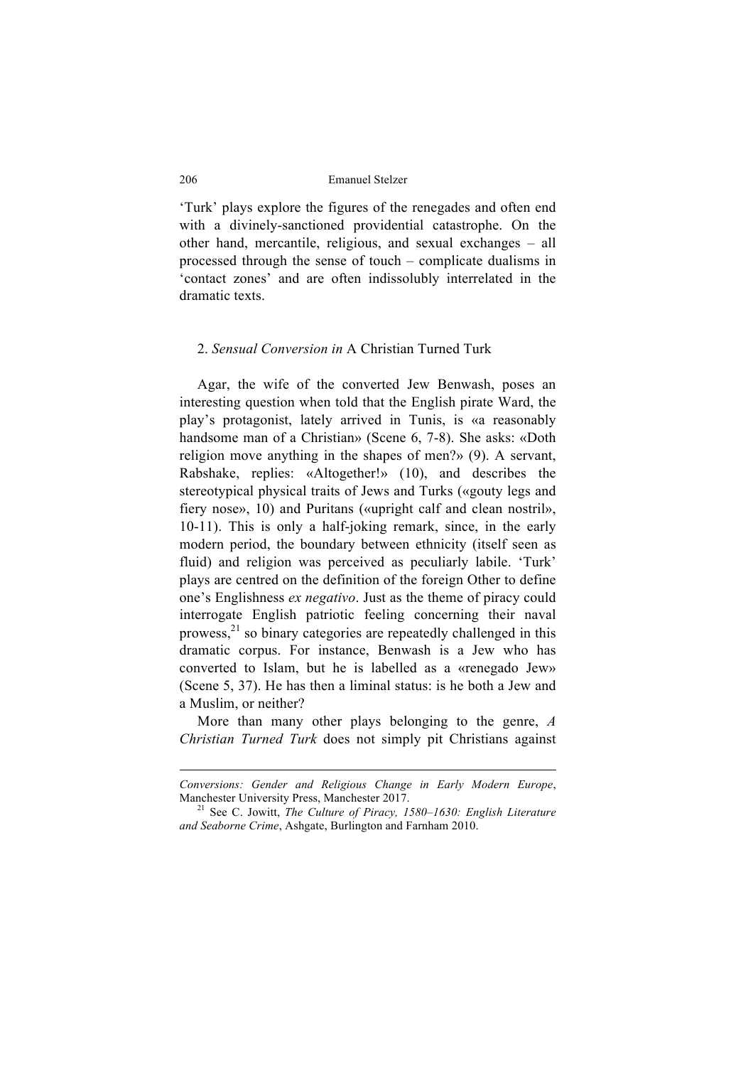'Turk' plays explore the figures of the renegades and often end with a divinely-sanctioned providential catastrophe. On the other hand, mercantile, religious, and sexual exchanges – all processed through the sense of touch – complicate dualisms in 'contact zones' and are often indissolubly interrelated in the dramatic texts.

## 2. *Sensual Conversion in* A Christian Turned Turk

Agar, the wife of the converted Jew Benwash, poses an interesting question when told that the English pirate Ward, the play's protagonist, lately arrived in Tunis, is «a reasonably handsome man of a Christian» (Scene 6, 7-8). She asks: «Doth religion move anything in the shapes of men?» (9). A servant, Rabshake, replies: «Altogether!» (10), and describes the stereotypical physical traits of Jews and Turks («gouty legs and fiery nose», 10) and Puritans («upright calf and clean nostril», 10-11). This is only a half-joking remark, since, in the early modern period, the boundary between ethnicity (itself seen as fluid) and religion was perceived as peculiarly labile. 'Turk' plays are centred on the definition of the foreign Other to define one's Englishness *ex negativo*. Just as the theme of piracy could interrogate English patriotic feeling concerning their naval prowess,[21] so binary categories are repeatedly challenged in this dramatic corpus. For instance, Benwash is a Jew who has converted to Islam, but he is labelled as a «renegado Jew» (Scene 5, 37). He has then a liminal status: is he both a Jew and a Muslim, or neither?

More than many other plays belonging to the genre, *A Christian Turned Turk* does not simply pit Christians against

---

*Conversions: Gender and Religious Change in Early Modern Europe*, Manchester University Press, Manchester 2017.

[21] See C. Jowitt, *The Culture of Piracy, 1580–1630: English Literature and Seaborne Crime*, Ashgate, Burlington and Farnham 2010.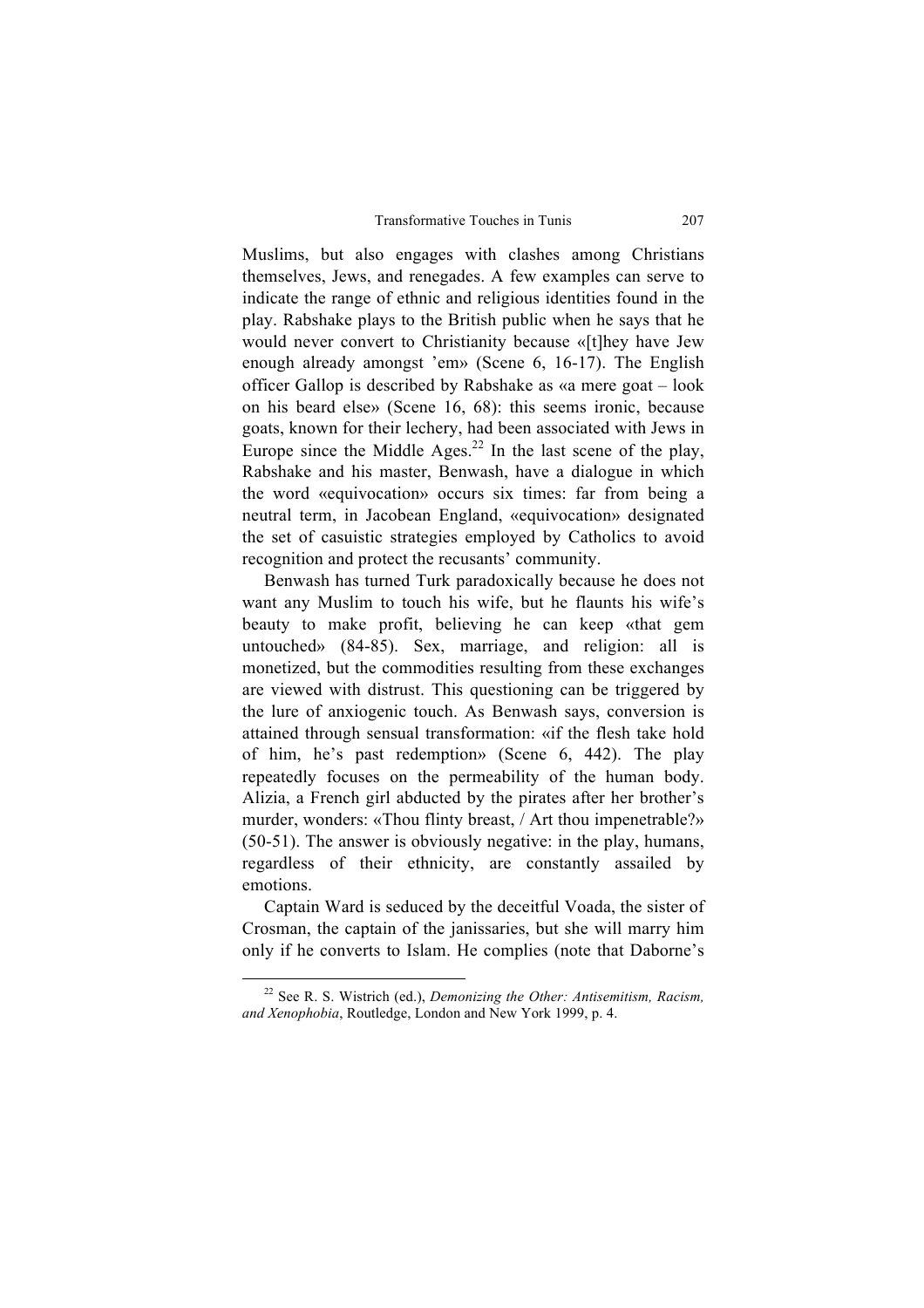Muslims, but also engages with clashes among Christians themselves, Jews, and renegades. A few examples can serve to indicate the range of ethnic and religious identities found in the play. Rabshake plays to the British public when he says that he would never convert to Christianity because «[t]hey have Jew enough already amongst 'em» (Scene 6, 16-17). The English officer Gallop is described by Rabshake as «a mere goat – look on his beard else» (Scene 16, 68): this seems ironic, because goats, known for their lechery, had been associated with Jews in Europe since the Middle Ages.[22] In the last scene of the play, Rabshake and his master, Benwash, have a dialogue in which the word «equivocation» occurs six times: far from being a neutral term, in Jacobean England, «equivocation» designated the set of casuistic strategies employed by Catholics to avoid recognition and protect the recusants' community.

Benwash has turned Turk paradoxically because he does not want any Muslim to touch his wife, but he flaunts his wife's beauty to make profit, believing he can keep «that gem untouched» (84-85). Sex, marriage, and religion: all is monetized, but the commodities resulting from these exchanges are viewed with distrust. This questioning can be triggered by the lure of anxiogenic touch. As Benwash says, conversion is attained through sensual transformation: «if the flesh take hold of him, he's past redemption» (Scene 6, 442). The play repeatedly focuses on the permeability of the human body. Alizia, a French girl abducted by the pirates after her brother's murder, wonders: «Thou flinty breast, / Art thou impenetrable?» (50-51). The answer is obviously negative: in the play, humans, regardless of their ethnicity, are constantly assailed by emotions.

Captain Ward is seduced by the deceitful Voada, the sister of Crosman, the captain of the janissaries, but she will marry him only if he converts to Islam. He complies (note that Daborne's

[22] See R. S. Wistrich (ed.), *Demonizing the Other: Antisemitism, Racism, and Xenophobia*, Routledge, London and New York 1999, p. 4.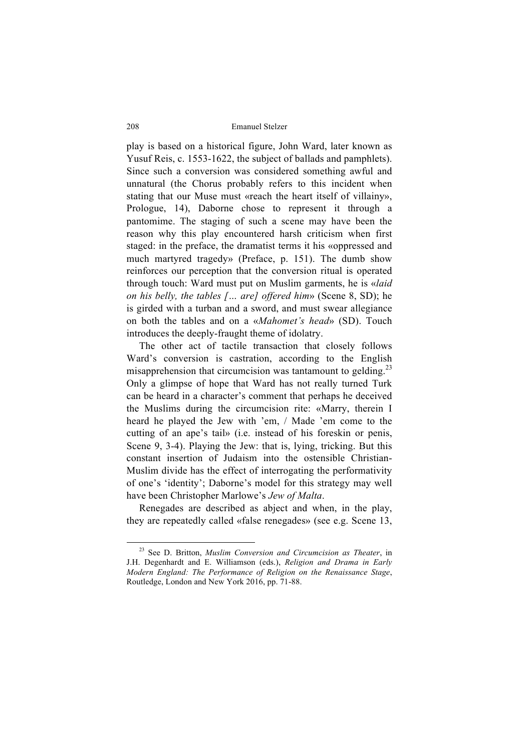play is based on a historical figure, John Ward, later known as Yusuf Reis, c. 1553-1622, the subject of ballads and pamphlets). Since such a conversion was considered something awful and unnatural (the Chorus probably refers to this incident when stating that our Muse must «reach the heart itself of villainy», Prologue, 14), Daborne chose to represent it through a pantomime. The staging of such a scene may have been the reason why this play encountered harsh criticism when first staged: in the preface, the dramatist terms it his «oppressed and much martyred tragedy» (Preface, p. 151). The dumb show reinforces our perception that the conversion ritual is operated through touch: Ward must put on Muslim garments, he is «*laid on his belly, the tables [… are] offered him*» (Scene 8, SD); he is girded with a turban and a sword, and must swear allegiance on both the tables and on a «*Mahomet's head*» (SD). Touch introduces the deeply-fraught theme of idolatry.

The other act of tactile transaction that closely follows Ward's conversion is castration, according to the English misapprehension that circumcision was tantamount to gelding.[23] Only a glimpse of hope that Ward has not really turned Turk can be heard in a character's comment that perhaps he deceived the Muslims during the circumcision rite: «Marry, therein I heard he played the Jew with 'em, / Made 'em come to the cutting of an ape's tail» (i.e. instead of his foreskin or penis, Scene 9, 3-4). Playing the Jew: that is, lying, tricking. But this constant insertion of Judaism into the ostensible Christian-Muslim divide has the effect of interrogating the performativity of one's 'identity'; Daborne's model for this strategy may well have been Christopher Marlowe's *Jew of Malta*.

Renegades are described as abject and when, in the play, they are repeatedly called «false renegades» (see e.g. Scene 13,

---

[23] See D. Britton, *Muslim Conversion and Circumcision as Theater*, in J.H. Degenhardt and E. Williamson (eds.), *Religion and Drama in Early Modern England: The Performance of Religion on the Renaissance Stage*, Routledge, London and New York 2016, pp. 71-88.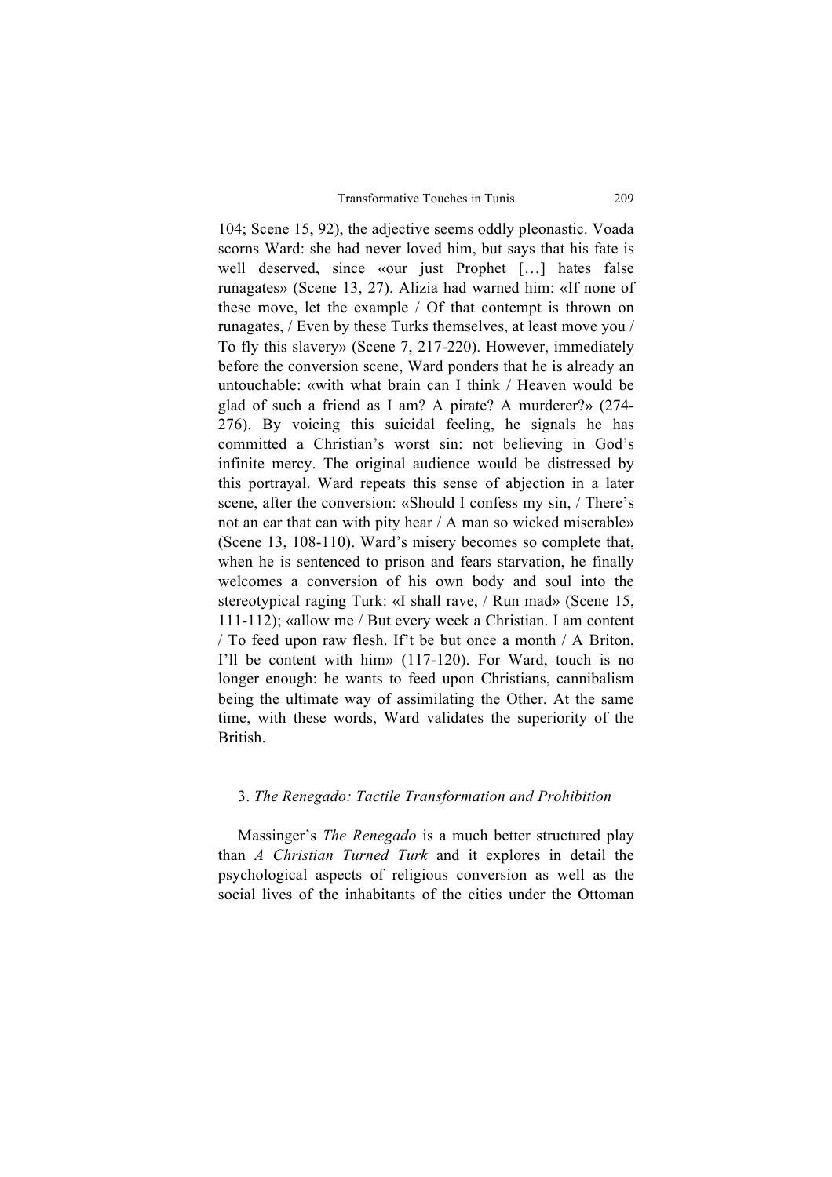104; Scene 15, 92), the adjective seems oddly pleonastic. Voada scorns Ward: she had never loved him, but says that his fate is well deserved, since «our just Prophet […] hates false runagates» (Scene 13, 27). Alizia had warned him: «If none of these move, let the example / Of that contempt is thrown on runagates, / Even by these Turks themselves, at least move you / To fly this slavery» (Scene 7, 217-220). However, immediately before the conversion scene, Ward ponders that he is already an untouchable: «with what brain can I think / Heaven would be glad of such a friend as I am? A pirate? A murderer?» (274-276). By voicing this suicidal feeling, he signals he has committed a Christian's worst sin: not believing in God's infinite mercy. The original audience would be distressed by this portrayal. Ward repeats this sense of abjection in a later scene, after the conversion: «Should I confess my sin, / There's not an ear that can with pity hear / A man so wicked miserable» (Scene 13, 108-110). Ward's misery becomes so complete that, when he is sentenced to prison and fears starvation, he finally welcomes a conversion of his own body and soul into the stereotypical raging Turk: «I shall rave, / Run mad» (Scene 15, 111-112); «allow me / But every week a Christian. I am content / To feed upon raw flesh. If't be but once a month / A Briton, I'll be content with him» (117-120). For Ward, touch is no longer enough: he wants to feed upon Christians, cannibalism being the ultimate way of assimilating the Other. At the same time, with these words, Ward validates the superiority of the British.

## 3. *The Renegado: Tactile Transformation and Prohibition*

Massinger's *The Renegado* is a much better structured play than *A Christian Turned Turk* and it explores in detail the psychological aspects of religious conversion as well as the social lives of the inhabitants of the cities under the Ottoman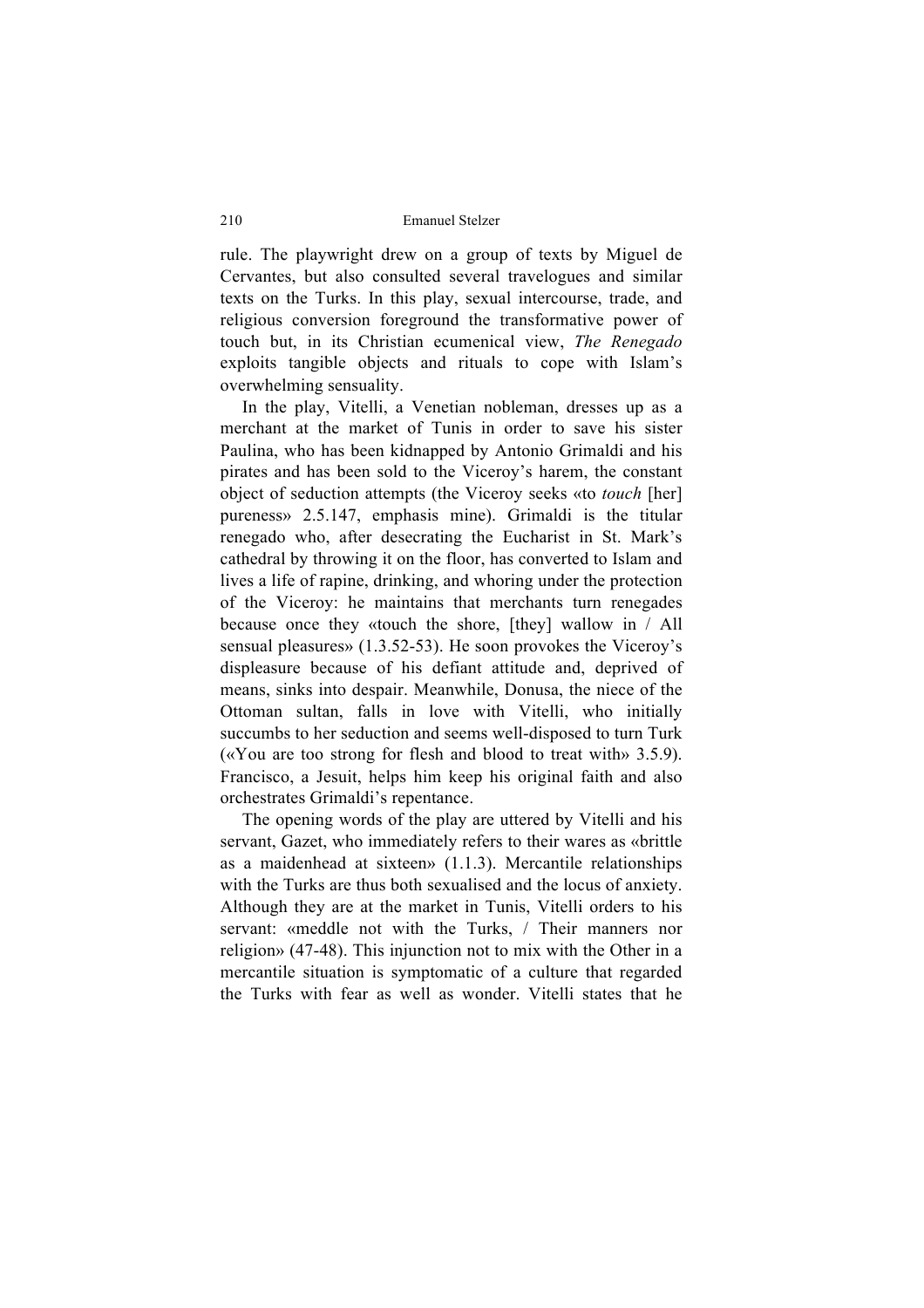rule. The playwright drew on a group of texts by Miguel de Cervantes, but also consulted several travelogues and similar texts on the Turks. In this play, sexual intercourse, trade, and religious conversion foreground the transformative power of touch but, in its Christian ecumenical view, *The Renegado* exploits tangible objects and rituals to cope with Islam's overwhelming sensuality.

In the play, Vitelli, a Venetian nobleman, dresses up as a merchant at the market of Tunis in order to save his sister Paulina, who has been kidnapped by Antonio Grimaldi and his pirates and has been sold to the Viceroy's harem, the constant object of seduction attempts (the Viceroy seeks «to *touch* [her] pureness» 2.5.147, emphasis mine). Grimaldi is the titular renegado who, after desecrating the Eucharist in St. Mark's cathedral by throwing it on the floor, has converted to Islam and lives a life of rapine, drinking, and whoring under the protection of the Viceroy: he maintains that merchants turn renegades because once they «touch the shore, [they] wallow in / All sensual pleasures» (1.3.52-53). He soon provokes the Viceroy's displeasure because of his defiant attitude and, deprived of means, sinks into despair. Meanwhile, Donusa, the niece of the Ottoman sultan, falls in love with Vitelli, who initially succumbs to her seduction and seems well-disposed to turn Turk («You are too strong for flesh and blood to treat with» 3.5.9). Francisco, a Jesuit, helps him keep his original faith and also orchestrates Grimaldi's repentance.

The opening words of the play are uttered by Vitelli and his servant, Gazet, who immediately refers to their wares as «brittle as a maidenhead at sixteen» (1.1.3). Mercantile relationships with the Turks are thus both sexualised and the locus of anxiety. Although they are at the market in Tunis, Vitelli orders to his servant: «meddle not with the Turks, / Their manners nor religion» (47-48). This injunction not to mix with the Other in a mercantile situation is symptomatic of a culture that regarded the Turks with fear as well as wonder. Vitelli states that he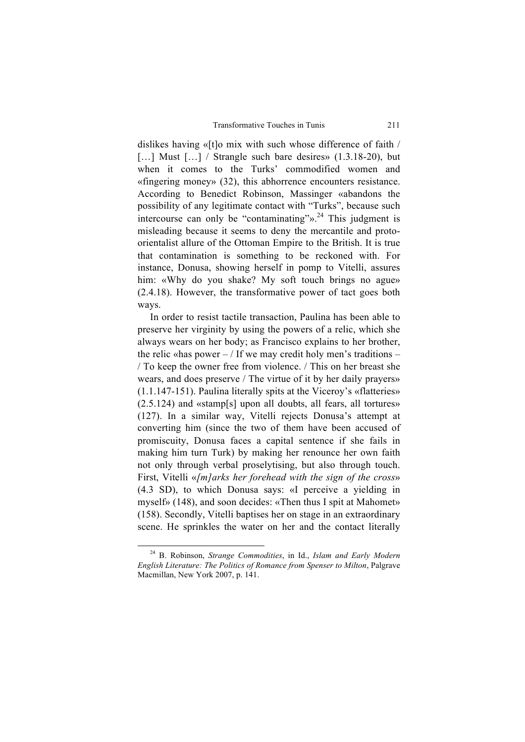dislikes having «[t]o mix with such whose difference of faith / […] Must […] / Strangle such bare desires» (1.3.18-20), but when it comes to the Turks' commodified women and «fingering money» (32), this abhorrence encounters resistance. According to Benedict Robinson, Massinger «abandons the possibility of any legitimate contact with "Turks", because such intercourse can only be "contaminating"».[24] This judgment is misleading because it seems to deny the mercantile and proto-orientalist allure of the Ottoman Empire to the British. It is true that contamination is something to be reckoned with. For instance, Donusa, showing herself in pomp to Vitelli, assures him: «Why do you shake? My soft touch brings no ague» (2.4.18). However, the transformative power of tact goes both ways.

In order to resist tactile transaction, Paulina has been able to preserve her virginity by using the powers of a relic, which she always wears on her body; as Francisco explains to her brother, the relic «has power – / If we may credit holy men's traditions – / To keep the owner free from violence. / This on her breast she wears, and does preserve / The virtue of it by her daily prayers» (1.1.147-151). Paulina literally spits at the Viceroy's «flatteries» (2.5.124) and «stamp[s] upon all doubts, all fears, all tortures» (127). In a similar way, Vitelli rejects Donusa's attempt at converting him (since the two of them have been accused of promiscuity, Donusa faces a capital sentence if she fails in making him turn Turk) by making her renounce her own faith not only through verbal proselytising, but also through touch. First, Vitelli «*[m]arks her forehead with the sign of the cross*» (4.3 SD), to which Donusa says: «I perceive a yielding in myself» (148), and soon decides: «Then thus I spit at Mahomet» (158). Secondly, Vitelli baptises her on stage in an extraordinary scene. He sprinkles the water on her and the contact literally

---

[24] B. Robinson, *Strange Commodities*, in Id., *Islam and Early Modern English Literature: The Politics of Romance from Spenser to Milton*, Palgrave Macmillan, New York 2007, p. 141.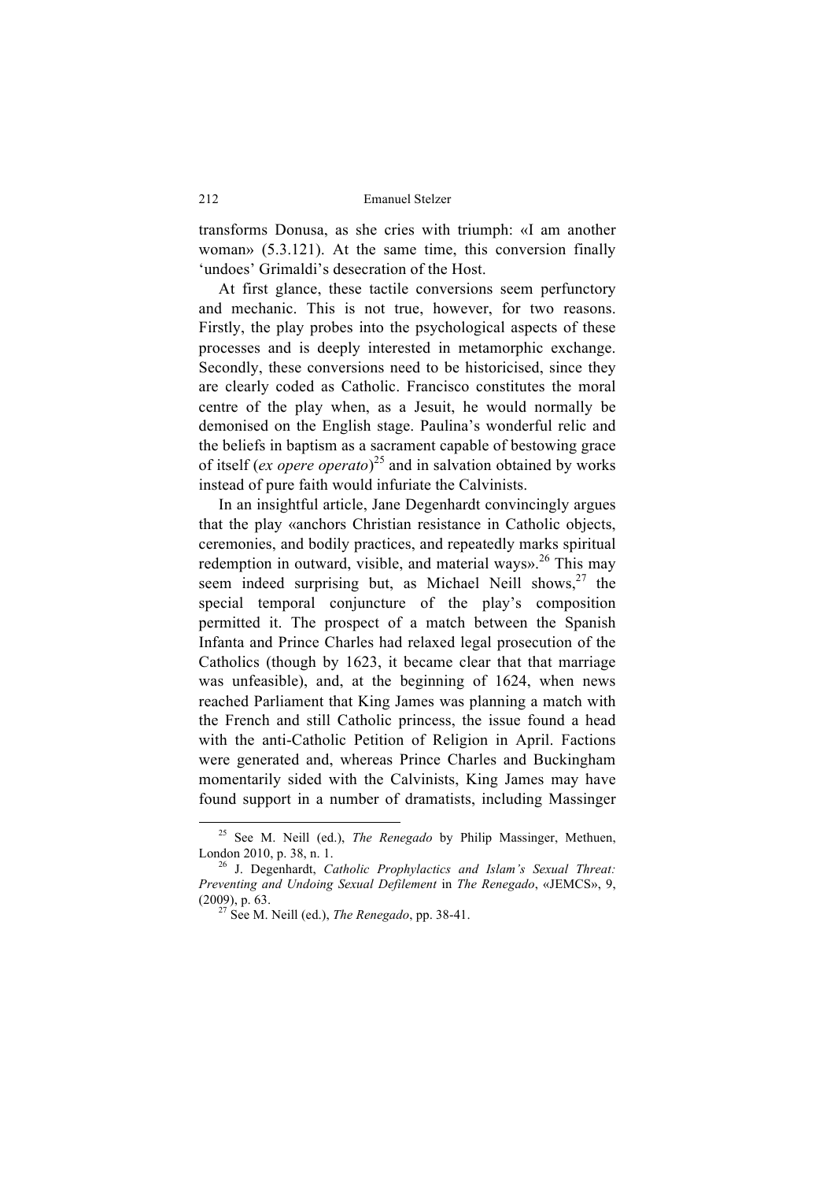transforms Donusa, as she cries with triumph: «I am another woman» (5.3.121). At the same time, this conversion finally 'undoes' Grimaldi's desecration of the Host.

At first glance, these tactile conversions seem perfunctory and mechanic. This is not true, however, for two reasons. Firstly, the play probes into the psychological aspects of these processes and is deeply interested in metamorphic exchange. Secondly, these conversions need to be historicised, since they are clearly coded as Catholic. Francisco constitutes the moral centre of the play when, as a Jesuit, he would normally be demonised on the English stage. Paulina's wonderful relic and the beliefs in baptism as a sacrament capable of bestowing grace of itself (*ex opere operato*)[25] and in salvation obtained by works instead of pure faith would infuriate the Calvinists.

In an insightful article, Jane Degenhardt convincingly argues that the play «anchors Christian resistance in Catholic objects, ceremonies, and bodily practices, and repeatedly marks spiritual redemption in outward, visible, and material ways».[26] This may seem indeed surprising but, as Michael Neill shows,[27] the special temporal conjuncture of the play's composition permitted it. The prospect of a match between the Spanish Infanta and Prince Charles had relaxed legal prosecution of the Catholics (though by 1623, it became clear that that marriage was unfeasible), and, at the beginning of 1624, when news reached Parliament that King James was planning a match with the French and still Catholic princess, the issue found a head with the anti-Catholic Petition of Religion in April. Factions were generated and, whereas Prince Charles and Buckingham momentarily sided with the Calvinists, King James may have found support in a number of dramatists, including Massinger

---

[25] See M. Neill (ed.), *The Renegado* by Philip Massinger, Methuen, London 2010, p. 38, n. 1.

[26] J. Degenhardt, *Catholic Prophylactics and Islam's Sexual Threat: Preventing and Undoing Sexual Defilement* in *The Renegado*, «JEMCS», 9, (2009), p. 63.

[27] See M. Neill (ed.), *The Renegado*, pp. 38-41.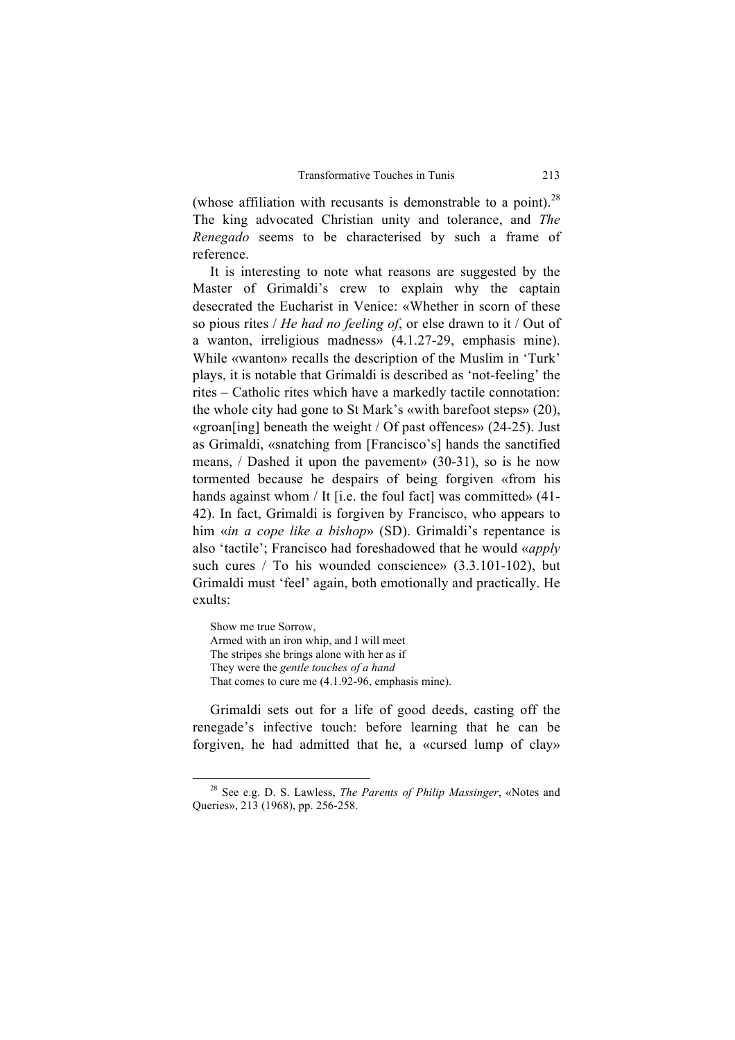(whose affiliation with recusants is demonstrable to a point).[28] The king advocated Christian unity and tolerance, and *The Renegado* seems to be characterised by such a frame of reference.

It is interesting to note what reasons are suggested by the Master of Grimaldi's crew to explain why the captain desecrated the Eucharist in Venice: «Whether in scorn of these so pious rites / *He had no feeling of*, or else drawn to it / Out of a wanton, irreligious madness» (4.1.27-29, emphasis mine). While «wanton» recalls the description of the Muslim in 'Turk' plays, it is notable that Grimaldi is described as 'not-feeling' the rites – Catholic rites which have a markedly tactile connotation: the whole city had gone to St Mark's «with barefoot steps» (20), «groan[ing] beneath the weight / Of past offences» (24-25). Just as Grimaldi, «snatching from [Francisco's] hands the sanctified means, / Dashed it upon the pavement» (30-31), so is he now tormented because he despairs of being forgiven «from his hands against whom / It [i.e. the foul fact] was committed» (41-42). In fact, Grimaldi is forgiven by Francisco, who appears to him «*in a cope like a bishop*» (SD). Grimaldi's repentance is also 'tactile'; Francisco had foreshadowed that he would «*apply* such cures / To his wounded conscience» (3.3.101-102), but Grimaldi must 'feel' again, both emotionally and practically. He exults:

> Show me true Sorrow,
> Armed with an iron whip, and I will meet
> The stripes she brings alone with her as if
> They were the *gentle touches of a hand*
> That comes to cure me (4.1.92-96, emphasis mine).

Grimaldi sets out for a life of good deeds, casting off the renegade's infective touch: before learning that he can be forgiven, he had admitted that he, a «cursed lump of clay»

---

[28] See e.g. D. S. Lawless, *The Parents of Philip Massinger*, «Notes and Queries», 213 (1968), pp. 256-258.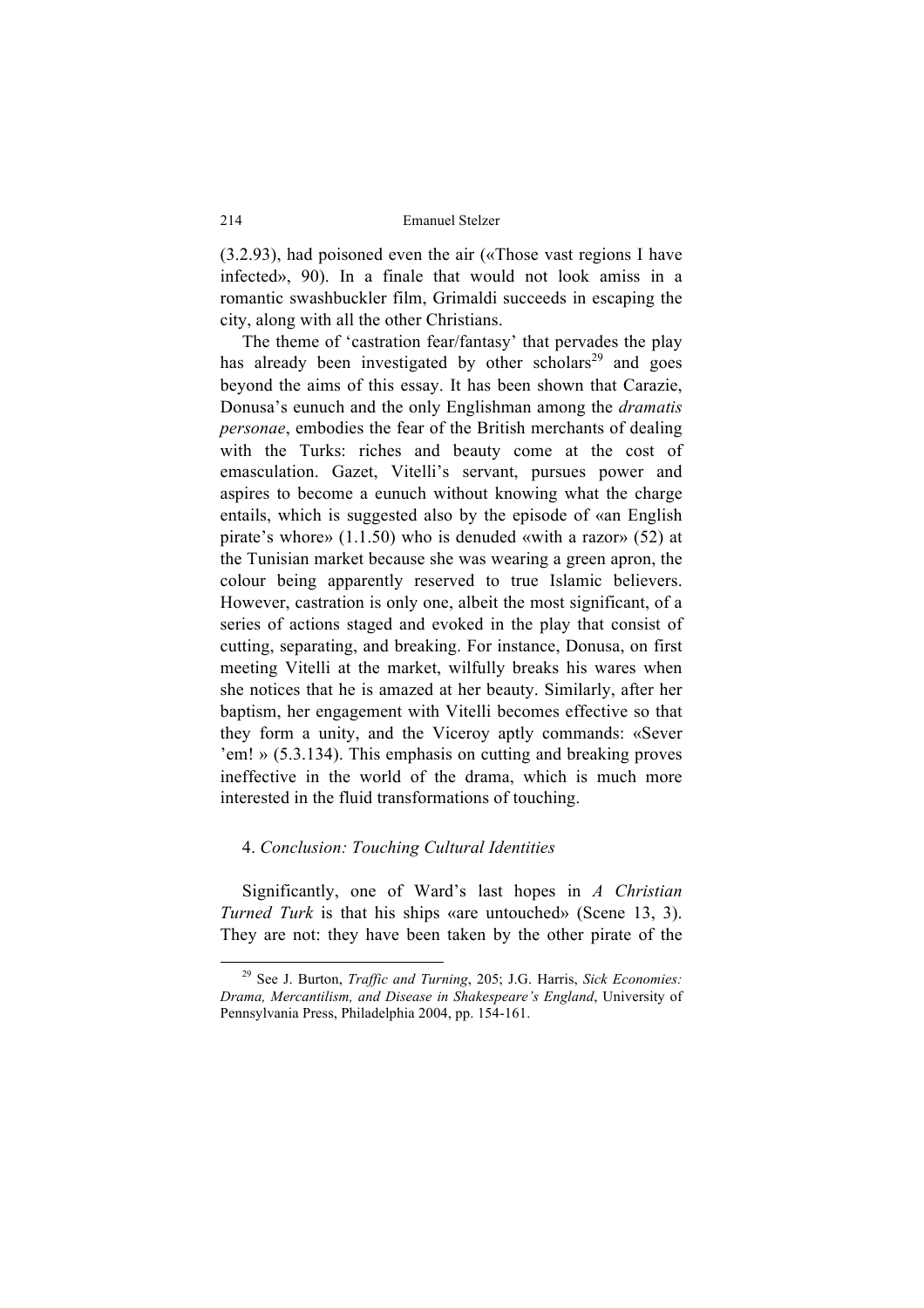(3.2.93), had poisoned even the air («Those vast regions I have infected», 90). In a finale that would not look amiss in a romantic swashbuckler film, Grimaldi succeeds in escaping the city, along with all the other Christians.

The theme of 'castration fear/fantasy' that pervades the play has already been investigated by other scholars[29] and goes beyond the aims of this essay. It has been shown that Carazie, Donusa's eunuch and the only Englishman among the *dramatis personae*, embodies the fear of the British merchants of dealing with the Turks: riches and beauty come at the cost of emasculation. Gazet, Vitelli's servant, pursues power and aspires to become a eunuch without knowing what the charge entails, which is suggested also by the episode of «an English pirate's whore» (1.1.50) who is denuded «with a razor» (52) at the Tunisian market because she was wearing a green apron, the colour being apparently reserved to true Islamic believers. However, castration is only one, albeit the most significant, of a series of actions staged and evoked in the play that consist of cutting, separating, and breaking. For instance, Donusa, on first meeting Vitelli at the market, wilfully breaks his wares when she notices that he is amazed at her beauty. Similarly, after her baptism, her engagement with Vitelli becomes effective so that they form a unity, and the Viceroy aptly commands: «Sever 'em! » (5.3.134). This emphasis on cutting and breaking proves ineffective in the world of the drama, which is much more interested in the fluid transformations of touching.

## 4. *Conclusion: Touching Cultural Identities*

Significantly, one of Ward's last hopes in *A Christian Turned Turk* is that his ships «are untouched» (Scene 13, 3). They are not: they have been taken by the other pirate of the

[29] See J. Burton, *Traffic and Turning*, 205; J.G. Harris, *Sick Economies: Drama, Mercantilism, and Disease in Shakespeare's England*, University of Pennsylvania Press, Philadelphia 2004, pp. 154-161.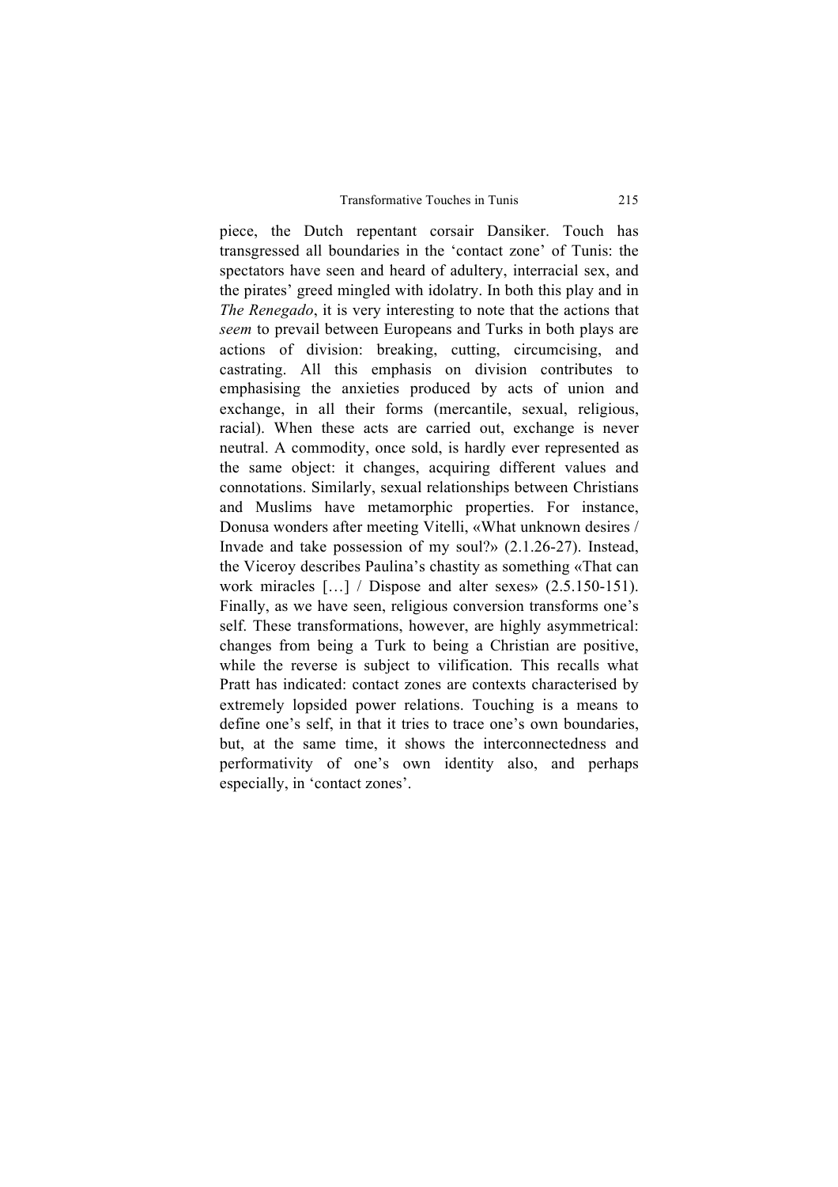piece, the Dutch repentant corsair Dansiker. Touch has transgressed all boundaries in the 'contact zone' of Tunis: the spectators have seen and heard of adultery, interracial sex, and the pirates' greed mingled with idolatry. In both this play and in *The Renegado*, it is very interesting to note that the actions that *seem* to prevail between Europeans and Turks in both plays are actions of division: breaking, cutting, circumcising, and castrating. All this emphasis on division contributes to emphasising the anxieties produced by acts of union and exchange, in all their forms (mercantile, sexual, religious, racial). When these acts are carried out, exchange is never neutral. A commodity, once sold, is hardly ever represented as the same object: it changes, acquiring different values and connotations. Similarly, sexual relationships between Christians and Muslims have metamorphic properties. For instance, Donusa wonders after meeting Vitelli, «What unknown desires / Invade and take possession of my soul?» (2.1.26-27). Instead, the Viceroy describes Paulina's chastity as something «That can work miracles […] / Dispose and alter sexes» (2.5.150-151). Finally, as we have seen, religious conversion transforms one's self. These transformations, however, are highly asymmetrical: changes from being a Turk to being a Christian are positive, while the reverse is subject to vilification. This recalls what Pratt has indicated: contact zones are contexts characterised by extremely lopsided power relations. Touching is a means to define one's self, in that it tries to trace one's own boundaries, but, at the same time, it shows the interconnectedness and performativity of one's own identity also, and perhaps especially, in 'contact zones'.